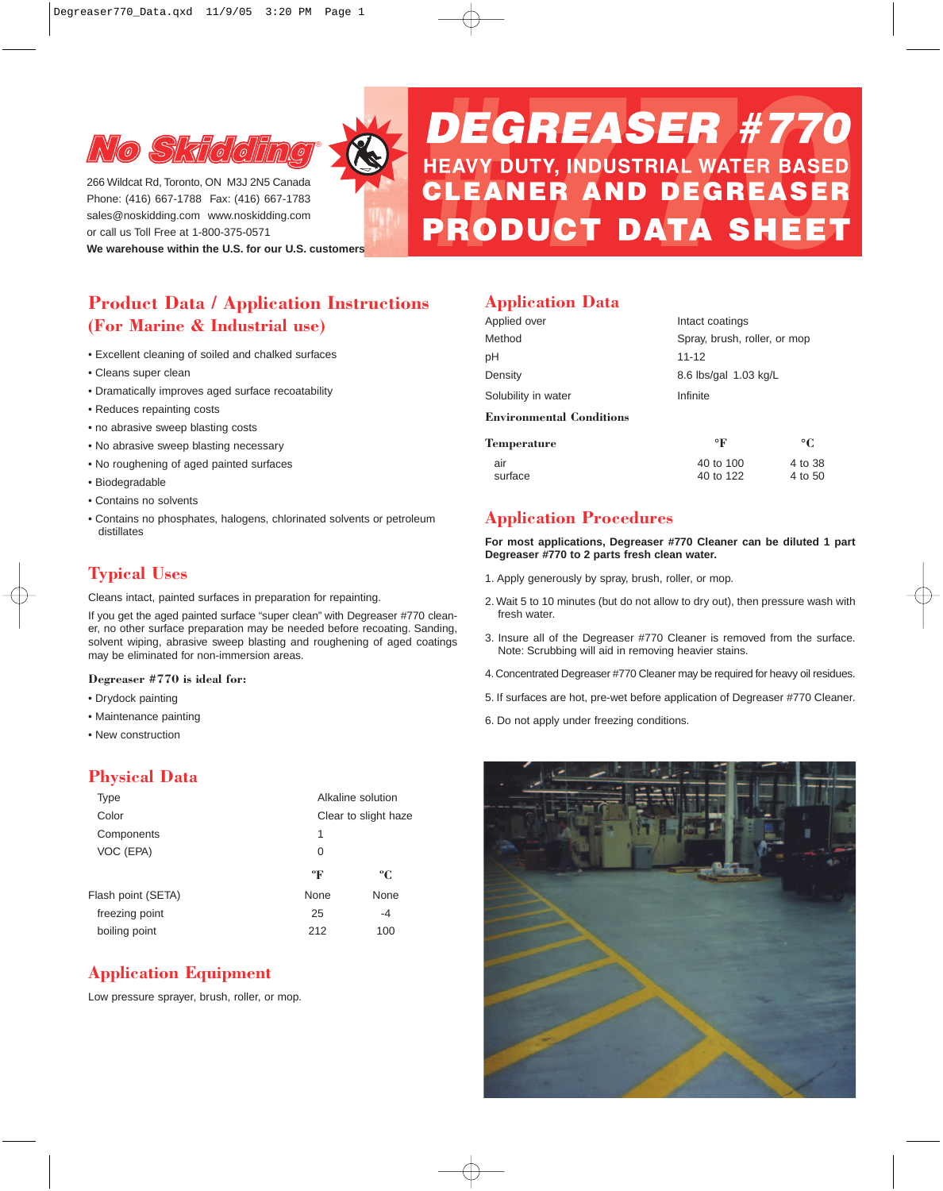# No Skidding®

266 Wildcat Rd, Toronto, ON M3J 2N5 Canada
Phone: (416) 667-1788 Fax: (416) 667-1783
sales@noskidding.com www.noskidding.com
or call us Toll Free at 1-800-375-0571
**We warehouse within the U.S. for our U.S. customers**

# DEGREASER #770

## HEAVY DUTY, INDUSTRIAL WATER BASED CLEANER AND DEGREASER

## PRODUCT DATA SHEET

## Product Data / Application Instructions (For Marine & Industrial use)

- Excellent cleaning of soiled and chalked surfaces
- Cleans super clean
- Dramatically improves aged surface recoatability
- Reduces repainting costs
- no abrasive sweep blasting costs
- No abrasive sweep blasting necessary
- No roughening of aged painted surfaces
- Biodegradable
- Contains no solvents
- Contains no phosphates, halogens, chlorinated solvents or petroleum distillates

## Typical Uses

Cleans intact, painted surfaces in preparation for repainting.

If you get the aged painted surface "super clean" with Degreaser #770 cleaner, no other surface preparation may be needed before recoating. Sanding, solvent wiping, abrasive sweep blasting and roughening of aged coatings may be eliminated for non-immersion areas.

**Degreaser #770 is ideal for:**

- Drydock painting
- Maintenance painting
- New construction

## Physical Data

| | | |
|---|---|---|
| Type | Alkaline solution | |
| Color | Clear to slight haze | |
| Components | 1 | |
| VOC (EPA) | 0 | |
| | °F | °C |
| Flash point (SETA) | None | None |
| freezing point | 25 | -4 |
| boiling point | 212 | 100 |

## Application Equipment

Low pressure sprayer, brush, roller, or mop.

## Application Data

| | | |
|---|---|---|
| Applied over | Intact coatings | |
| Method | Spray, brush, roller, or mop | |
| pH | 11-12 | |
| Density | 8.6 lbs/gal 1.03 kg/L | |
| Solubility in water | Infinite | |

**Environmental Conditions**

| Temperature | °F | °C |
|---|---|---|
| air | 40 to 100 | 4 to 38 |
| surface | 40 to 122 | 4 to 50 |

## Application Procedures

**For most applications, Degreaser #770 Cleaner can be diluted 1 part Degreaser #770 to 2 parts fresh clean water.**

1. Apply generously by spray, brush, roller, or mop.
2. Wait 5 to 10 minutes (but do not allow to dry out), then pressure wash with fresh water.
3. Insure all of the Degreaser #770 Cleaner is removed from the surface. Note: Scrubbing will aid in removing heavier stains.
4. Concentrated Degreaser #770 Cleaner may be required for heavy oil residues.
5. If surfaces are hot, pre-wet before application of Degreaser #770 Cleaner.
6. Do not apply under freezing conditions.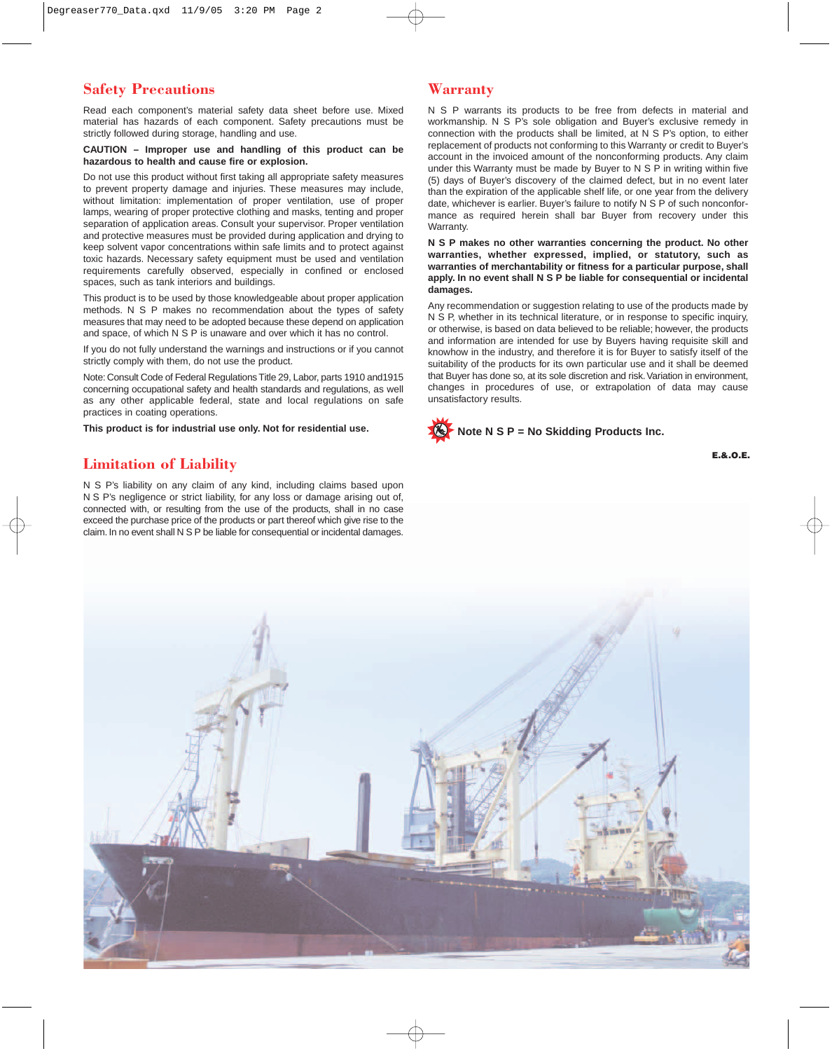## Safety Precautions

Read each component's material safety data sheet before use. Mixed material has hazards of each component. Safety precautions must be strictly followed during storage, handling and use.

**CAUTION – Improper use and handling of this product can be hazardous to health and cause fire or explosion.**

Do not use this product without first taking all appropriate safety measures to prevent property damage and injuries. These measures may include, without limitation: implementation of proper ventilation, use of proper lamps, wearing of proper protective clothing and masks, tenting and proper separation of application areas. Consult your supervisor. Proper ventilation and protective measures must be provided during application and drying to keep solvent vapor concentrations within safe limits and to protect against toxic hazards. Necessary safety equipment must be used and ventilation requirements carefully observed, especially in confined or enclosed spaces, such as tank interiors and buildings.

This product is to be used by those knowledgeable about proper application methods. N S P makes no recommendation about the types of safety measures that may need to be adopted because these depend on application and space, of which N S P is unaware and over which it has no control.

If you do not fully understand the warnings and instructions or if you cannot strictly comply with them, do not use the product.

Note: Consult Code of Federal Regulations Title 29, Labor, parts 1910 and1915 concerning occupational safety and health standards and regulations, as well as any other applicable federal, state and local regulations on safe practices in coating operations.

**This product is for industrial use only. Not for residential use.**

## Limitation of Liability

N S P's liability on any claim of any kind, including claims based upon N S P's negligence or strict liability, for any loss or damage arising out of, connected with, or resulting from the use of the products, shall in no case exceed the purchase price of the products or part thereof which give rise to the claim. In no event shall N S P be liable for consequential or incidental damages.

## Warranty

N S P warrants its products to be free from defects in material and workmanship. N S P's sole obligation and Buyer's exclusive remedy in connection with the products shall be limited, at N S P's option, to either replacement of products not conforming to this Warranty or credit to Buyer's account in the invoiced amount of the nonconforming products. Any claim under this Warranty must be made by Buyer to N S P in writing within five (5) days of Buyer's discovery of the claimed defect, but in no event later than the expiration of the applicable shelf life, or one year from the delivery date, whichever is earlier. Buyer's failure to notify N S P of such nonconformance as required herein shall bar Buyer from recovery under this Warranty.

**N S P makes no other warranties concerning the product. No other warranties, whether expressed, implied, or statutory, such as warranties of merchantability or fitness for a particular purpose, shall apply. In no event shall N S P be liable for consequential or incidental damages.**

Any recommendation or suggestion relating to use of the products made by N S P, whether in its technical literature, or in response to specific inquiry, or otherwise, is based on data believed to be reliable; however, the products and information are intended for use by Buyers having requisite skill and knowhow in the industry, and therefore it is for Buyer to satisfy itself of the suitability of the products for its own particular use and it shall be deemed that Buyer has done so, at its sole discretion and risk. Variation in environment, changes in procedures of use, or extrapolation of data may cause unsatisfactory results.

**Note N S P = No Skidding Products Inc.**

**E.&.O.E.**